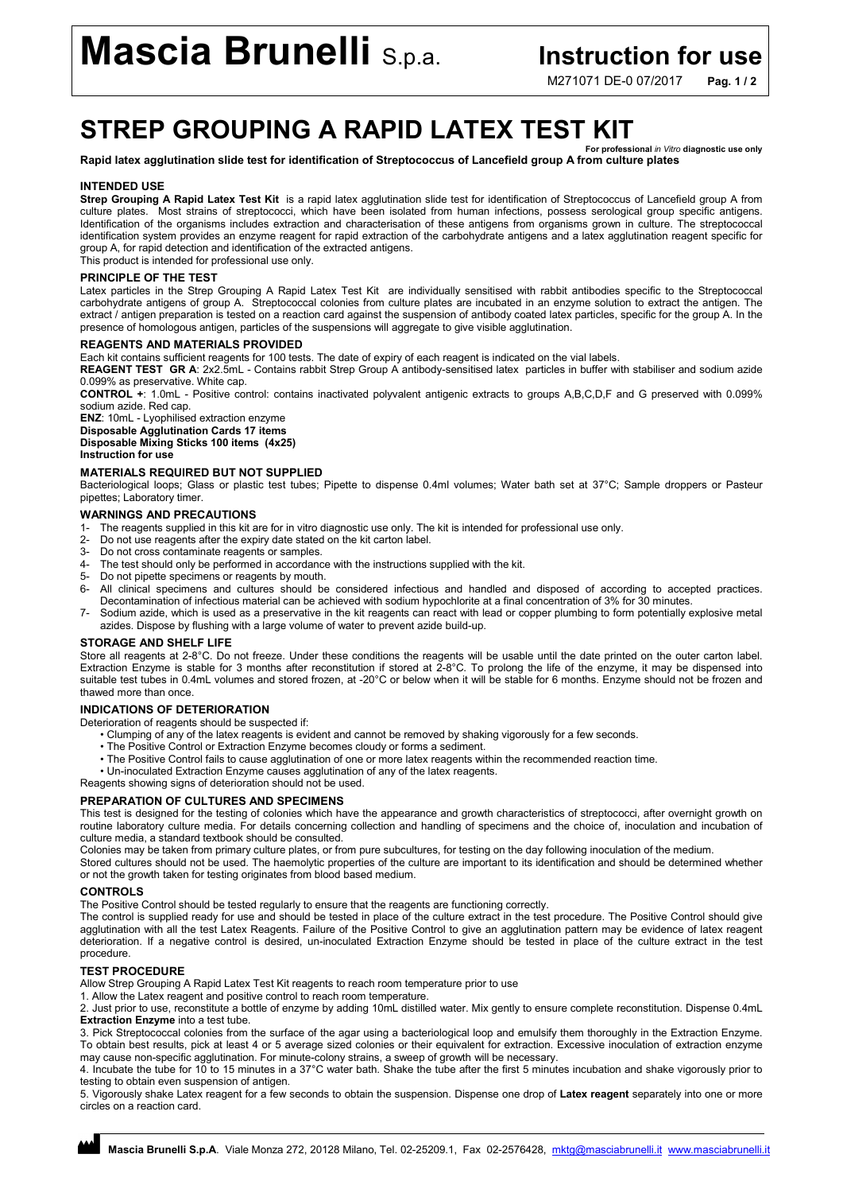# Mascia Brunelli S.p.a.

**Instruction for use**

M271071 DE-0 07/2017

# STREP GROUPING A RAPID LATEX TEST KIT

**For professional *in Vitro* diagnostic use only**

**Rapid latex agglutination slide test for identification of Streptococcus of Lancefield group A from culture plates**

## INTENDED USE

**Strep Grouping A Rapid Latex Test Kit** is a rapid latex agglutination slide test for identification of Streptococcus of Lancefield group A from culture plates. Most strains of streptococci, which have been isolated from human infections, possess serological group specific antigens. Identification of the organisms includes extraction and characterisation of these antigens from organisms grown in culture. The streptococcal identification system provides an enzyme reagent for rapid extraction of the carbohydrate antigens and a latex agglutination reagent specific for group A, for rapid detection and identification of the extracted antigens.
This product is intended for professional use only.

## PRINCIPLE OF THE TEST

Latex particles in the Strep Grouping A Rapid Latex Test Kit are individually sensitised with rabbit antibodies specific to the Streptococcal carbohydrate antigens of group A. Streptococcal colonies from culture plates are incubated in an enzyme solution to extract the antigen. The extract / antigen preparation is tested on a reaction card against the suspension of antibody coated latex particles, specific for the group A. In the presence of homologous antigen, particles of the suspensions will aggregate to give visible agglutination.

## REAGENTS AND MATERIALS PROVIDED

Each kit contains sufficient reagents for 100 tests. The date of expiry of each reagent is indicated on the vial labels.

**REAGENT TEST GR A**: 2x2.5mL - Contains rabbit Strep Group A antibody-sensitised latex particles in buffer with stabiliser and sodium azide 0.099% as preservative. White cap.

**CONTROL +**: 1.0mL - Positive control: contains inactivated polyvalent antigenic extracts to groups A,B,C,D,F and G preserved with 0.099% sodium azide. Red cap.

**ENZ**: 10mL - Lyophilised extraction enzyme

**Disposable Agglutination Cards 17 items**

**Disposable Mixing Sticks 100 items (4x25)**

**Instruction for use**

## MATERIALS REQUIRED BUT NOT SUPPLIED

Bacteriological loops; Glass or plastic test tubes; Pipette to dispense 0.4ml volumes; Water bath set at 37°C; Sample droppers or Pasteur pipettes; Laboratory timer.

## WARNINGS AND PRECAUTIONS

1- The reagents supplied in this kit are for in vitro diagnostic use only. The kit is intended for professional use only.
2- Do not use reagents after the expiry date stated on the kit carton label.
3- Do not cross contaminate reagents or samples.
4- The test should only be performed in accordance with the instructions supplied with the kit.
5- Do not pipette specimens or reagents by mouth.
6- All clinical specimens and cultures should be considered infectious and handled and disposed of according to accepted practices. Decontamination of infectious material can be achieved with sodium hypochlorite at a final concentration of 3% for 30 minutes.
7- Sodium azide, which is used as a preservative in the kit reagents can react with lead or copper plumbing to form potentially explosive metal azides. Dispose by flushing with a large volume of water to prevent azide build-up.

## STORAGE AND SHELF LIFE

Store all reagents at 2-8°C. Do not freeze. Under these conditions the reagents will be usable until the date printed on the outer carton label. Extraction Enzyme is stable for 3 months after reconstitution if stored at 2-8°C. To prolong the life of the enzyme, it may be dispensed into suitable test tubes in 0.4mL volumes and stored frozen, at -20°C or below when it will be stable for 6 months. Enzyme should not be frozen and thawed more than once.

## INDICATIONS OF DETERIORATION

Deterioration of reagents should be suspected if:

- Clumping of any of the latex reagents is evident and cannot be removed by shaking vigorously for a few seconds.
- The Positive Control or Extraction Enzyme becomes cloudy or forms a sediment.
- The Positive Control fails to cause agglutination of one or more latex reagents within the recommended reaction time.
- Un-inoculated Extraction Enzyme causes agglutination of any of the latex reagents.

Reagents showing signs of deterioration should not be used.

## PREPARATION OF CULTURES AND SPECIMENS

This test is designed for the testing of colonies which have the appearance and growth characteristics of streptococci, after overnight growth on routine laboratory culture media. For details concerning collection and handling of specimens and the choice of, inoculation and incubation of culture media, a standard textbook should be consulted.

Colonies may be taken from primary culture plates, or from pure subcultures, for testing on the day following inoculation of the medium.

Stored cultures should not be used. The haemolytic properties of the culture are important to its identification and should be determined whether or not the growth taken for testing originates from blood based medium.

## CONTROLS

The Positive Control should be tested regularly to ensure that the reagents are functioning correctly.

The control is supplied ready for use and should be tested in place of the culture extract in the test procedure. The Positive Control should give agglutination with all the test Latex Reagents. Failure of the Positive Control to give an agglutination pattern may be evidence of latex reagent deterioration. If a negative control is desired, un-inoculated Extraction Enzyme should be tested in place of the culture extract in the test procedure.

## TEST PROCEDURE

Allow Strep Grouping A Rapid Latex Test Kit reagents to reach room temperature prior to use

1. Allow the Latex reagent and positive control to reach room temperature.
2. Just prior to use, reconstitute a bottle of enzyme by adding 10mL distilled water. Mix gently to ensure complete reconstitution. Dispense 0.4mL **Extraction Enzyme** into a test tube.
3. Pick Streptococcal colonies from the surface of the agar using a bacteriological loop and emulsify them thoroughly in the Extraction Enzyme. To obtain best results, pick at least 4 or 5 average sized colonies or their equivalent for extraction. Excessive inoculation of extraction enzyme may cause non-specific agglutination. For minute-colony strains, a sweep of growth will be necessary.
4. Incubate the tube for 10 to 15 minutes in a 37°C water bath. Shake the tube after the first 5 minutes incubation and shake vigorously prior to testing to obtain even suspension of antigen.
5. Vigorously shake Latex reagent for a few seconds to obtain the suspension. Dispense one drop of **Latex reagent** separately into one or more circles on a reaction card.

**Mascia Brunelli S.p.A**. Viale Monza 272, 20128 Milano, Tel. 02-25209.1, Fax 02-2576428, mktg@masciabrunelli.it www.masciabrunelli.it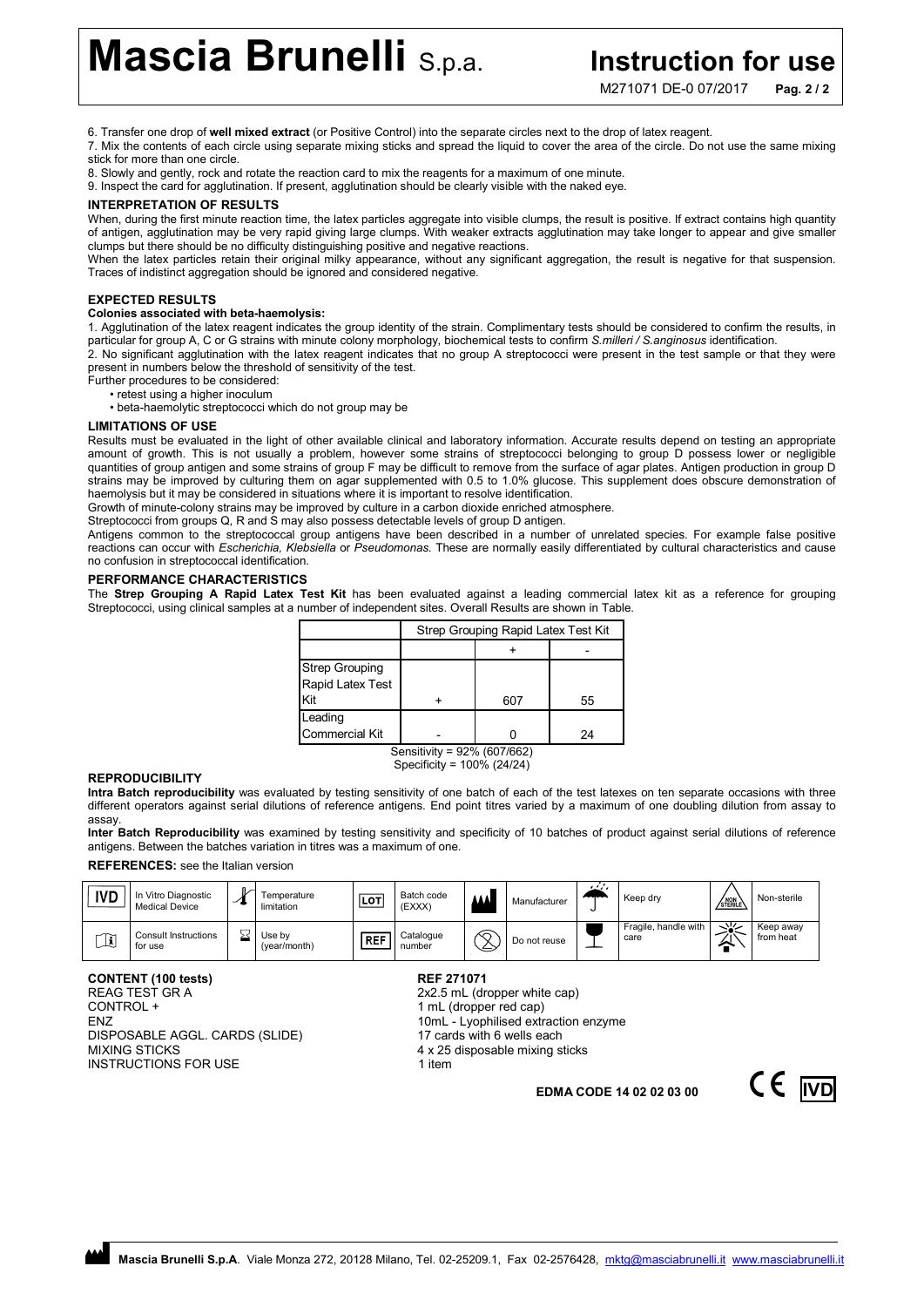6. Transfer one drop of **well mixed extract** (or Positive Control) into the separate circles next to the drop of latex reagent.
7. Mix the contents of each circle using separate mixing sticks and spread the liquid to cover the area of the circle. Do not use the same mixing stick for more than one circle.
8. Slowly and gently, rock and rotate the reaction card to mix the reagents for a maximum of one minute.
9. Inspect the card for agglutination. If present, agglutination should be clearly visible with the naked eye.

## INTERPRETATION OF RESULTS

When, during the first minute reaction time, the latex particles aggregate into visible clumps, the result is positive. If extract contains high quantity of antigen, agglutination may be very rapid giving large clumps. With weaker extracts agglutination may take longer to appear and give smaller clumps but there should be no difficulty distinguishing positive and negative reactions.
When the latex particles retain their original milky appearance, without any significant aggregation, the result is negative for that suspension. Traces of indistinct aggregation should be ignored and considered negative.

## EXPECTED RESULTS

**Colonies associated with beta-haemolysis:**

1. Agglutination of the latex reagent indicates the group identity of the strain. Complimentary tests should be considered to confirm the results, in particular for group A, C or G strains with minute colony morphology, biochemical tests to confirm *S.milleri / S.anginosus* identification.
2. No significant agglutination with the latex reagent indicates that no group A streptococci were present in the test sample or that they were present in numbers below the threshold of sensitivity of the test.

Further procedures to be considered:

- retest using a higher inoculum
- beta-haemolytic streptococci which do not group may be

## LIMITATIONS OF USE

Results must be evaluated in the light of other available clinical and laboratory information. Accurate results depend on testing an appropriate amount of growth. This is not usually a problem, however some strains of streptococci belonging to group D possess lower or negligible quantities of group antigen and some strains of group F may be difficult to remove from the surface of agar plates. Antigen production in group D strains may be improved by culturing them on agar supplemented with 0.5 to 1.0% glucose. This supplement does obscure demonstration of haemolysis but it may be considered in situations where it is important to resolve identification.
Growth of minute-colony strains may be improved by culture in a carbon dioxide enriched atmosphere.
Streptococci from groups Q, R and S may also possess detectable levels of group D antigen.
Antigens common to the streptococcal group antigens have been described in a number of unrelated species. For example false positive reactions can occur with *Escherichia, Klebsiella* or *Pseudomonas.* These are normally easily differentiated by cultural characteristics and cause no confusion in streptococcal identification.

## PERFORMANCE CHARACTERISTICS

The **Strep Grouping A Rapid Latex Test Kit** has been evaluated against a leading commercial latex kit as a reference for grouping Streptococci, using clinical samples at a number of independent sites. Overall Results are shown in Table.

| | Strep Grouping Rapid Latex Test Kit | | |
|---|---|---|---|
| | | + | - |
| Strep Grouping Rapid Latex Test Kit | + | 607 | 55 |
| Leading Commercial Kit | - | 0 | 24 |

Sensitivity = 92% (607/662)
Specificity = 100% (24/24)

## REPRODUCIBILITY

**Intra Batch reproducibility** was evaluated by testing sensitivity of one batch of each of the test latexes on ten separate occasions with three different operators against serial dilutions of reference antigens. End point titres varied by a maximum of one doubling dilution from assay to assay.
**Inter Batch Reproducibility** was examined by testing sensitivity and specificity of 10 batches of product against serial dilutions of reference antigens. Between the batches variation in titres was a maximum of one.

**REFERENCES:** see the Italian version

| | | | | | | | | | | | | | |
|---|---|---|---|---|---|---|---|---|---|---|---|---|---|
| IVD | In Vitro Diagnostic Medical Device | | Temperature limitation | LOT | Batch code (EXXX) | | Manufacturer | | Keep dry | NON STERILE | Non-sterile |
| | Consult Instructions for use | | Use by (year/month) | REF | Catalogue number | | Do not reuse | | Fragile, handle with care | | Keep away from heat |

**CONTENT (100 tests)** — **REF 271071**

| | |
|---|---|
| REAG TEST GR A | 2x2.5 mL (dropper white cap) |
| CONTROL + | 1 mL (dropper red cap) |
| ENZ | 10mL - Lyophilised extraction enzyme |
| DISPOSABLE AGGL. CARDS (SLIDE) | 17 cards with 6 wells each |
| MIXING STICKS | 4 x 25 disposable mixing sticks |
| INSTRUCTIONS FOR USE | 1 item |

**EDMA CODE 14 02 02 03 00** CE IVD

**Mascia Brunelli S.p.A**. Viale Monza 272, 20128 Milano, Tel. 02-25209.1, Fax 02-2576428, mktg@masciabrunelli.it www.masciabrunelli.it